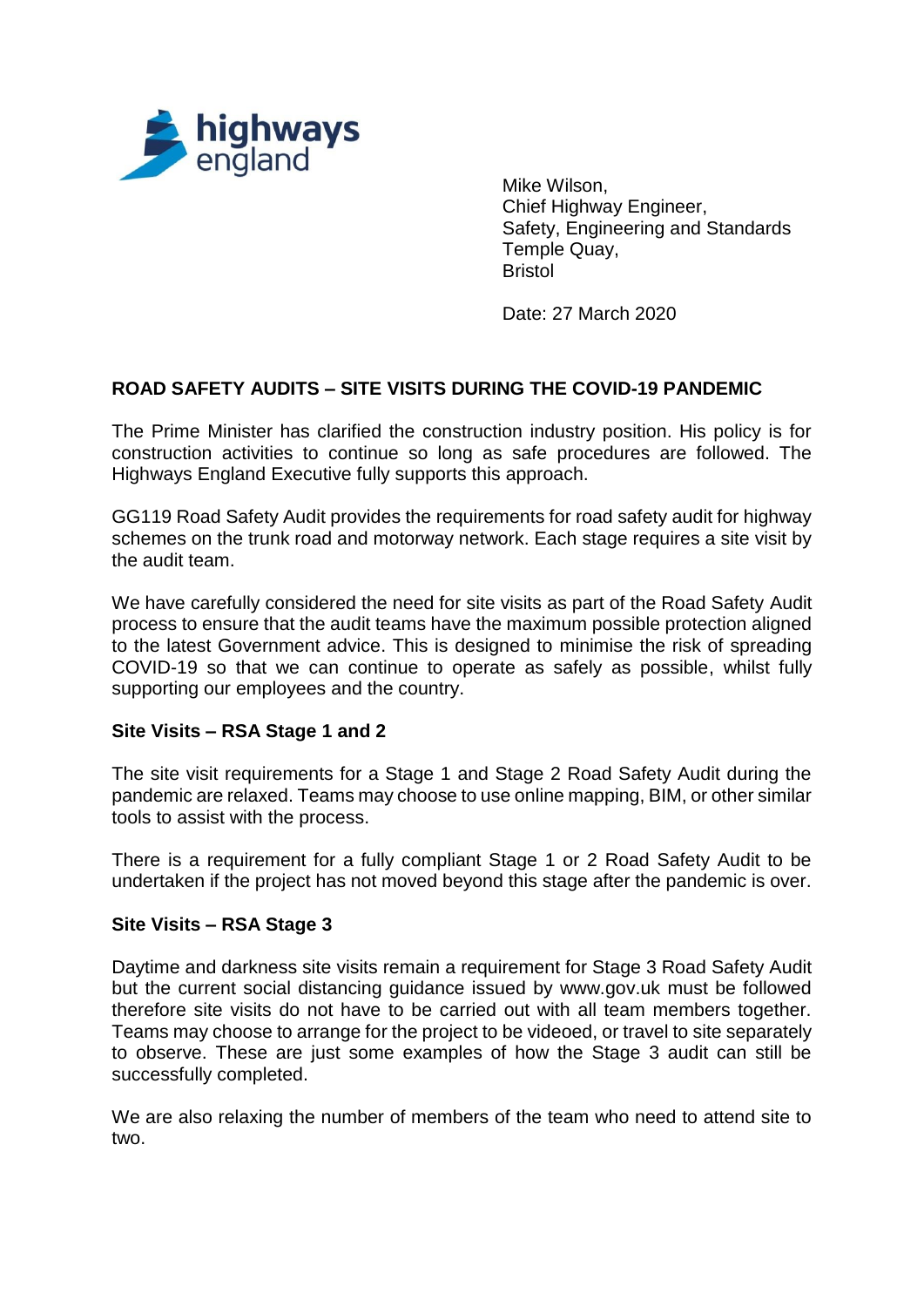Mike Wilson,
Chief Highway Engineer,
Safety, Engineering and Standards
Temple Quay,
Bristol

Date: 27 March 2020

**ROAD SAFETY AUDITS – SITE VISITS DURING THE COVID-19 PANDEMIC**

The Prime Minister has clarified the construction industry position. His policy is for construction activities to continue so long as safe procedures are followed. The Highways England Executive fully supports this approach.

GG119 Road Safety Audit provides the requirements for road safety audit for highway schemes on the trunk road and motorway network. Each stage requires a site visit by the audit team.

We have carefully considered the need for site visits as part of the Road Safety Audit process to ensure that the audit teams have the maximum possible protection aligned to the latest Government advice. This is designed to minimise the risk of spreading COVID-19 so that we can continue to operate as safely as possible, whilst fully supporting our employees and the country.

**Site Visits – RSA Stage 1 and 2**

The site visit requirements for a Stage 1 and Stage 2 Road Safety Audit during the pandemic are relaxed. Teams may choose to use online mapping, BIM, or other similar tools to assist with the process.

There is a requirement for a fully compliant Stage 1 or 2 Road Safety Audit to be undertaken if the project has not moved beyond this stage after the pandemic is over.

**Site Visits – RSA Stage 3**

Daytime and darkness site visits remain a requirement for Stage 3 Road Safety Audit but the current social distancing guidance issued by www.gov.uk must be followed therefore site visits do not have to be carried out with all team members together. Teams may choose to arrange for the project to be videoed, or travel to site separately to observe. These are just some examples of how the Stage 3 audit can still be successfully completed.

We are also relaxing the number of members of the team who need to attend site to two.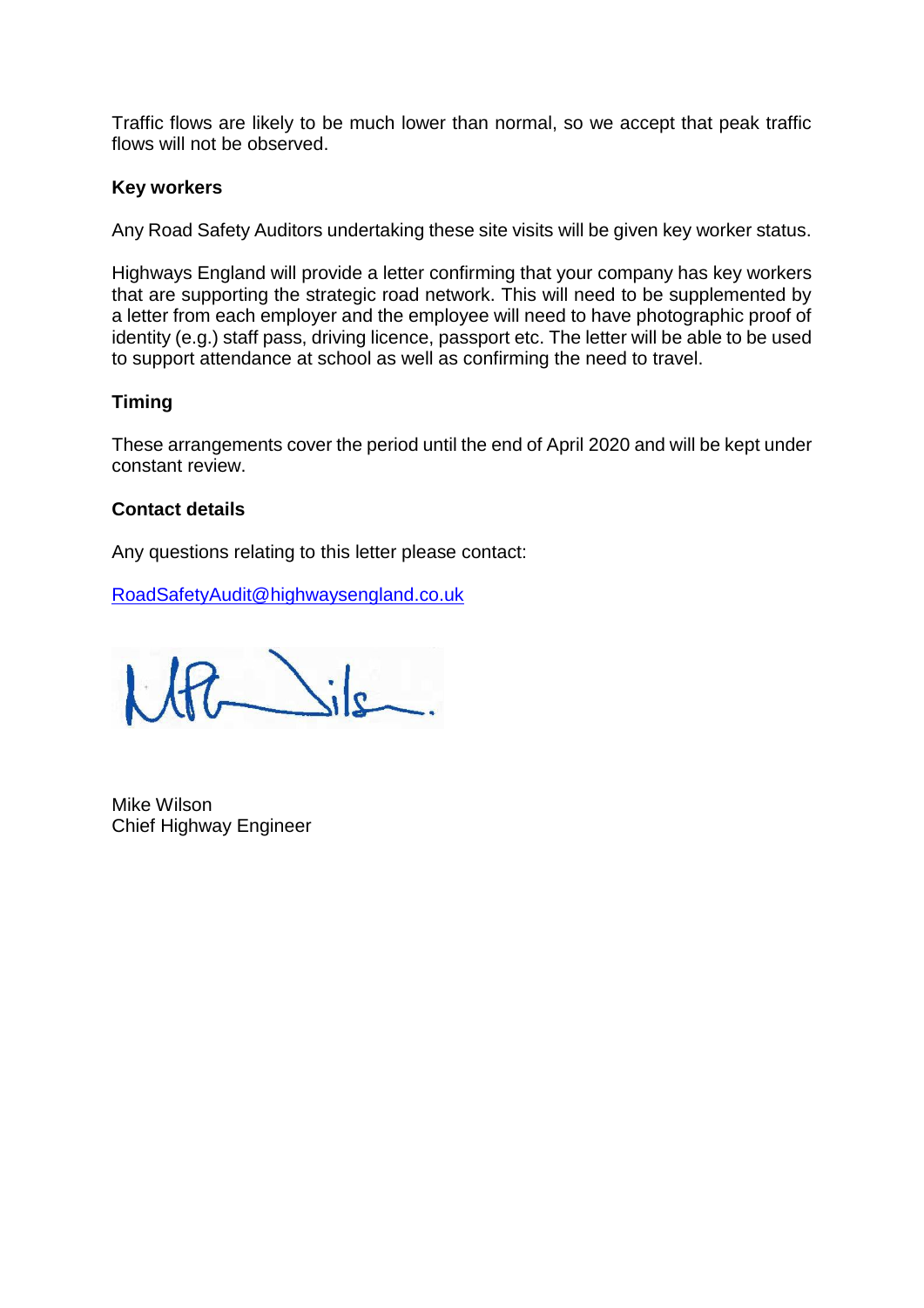Traffic flows are likely to be much lower than normal, so we accept that peak traffic flows will not be observed.

**Key workers**

Any Road Safety Auditors undertaking these site visits will be given key worker status.

Highways England will provide a letter confirming that your company has key workers that are supporting the strategic road network. This will need to be supplemented by a letter from each employer and the employee will need to have photographic proof of identity (e.g.) staff pass, driving licence, passport etc. The letter will be able to be used to support attendance at school as well as confirming the need to travel.

**Timing**

These arrangements cover the period until the end of April 2020 and will be kept under constant review.

**Contact details**

Any questions relating to this letter please contact:

RoadSafetyAudit@highwaysengland.co.uk

Mike Wilson
Chief Highway Engineer